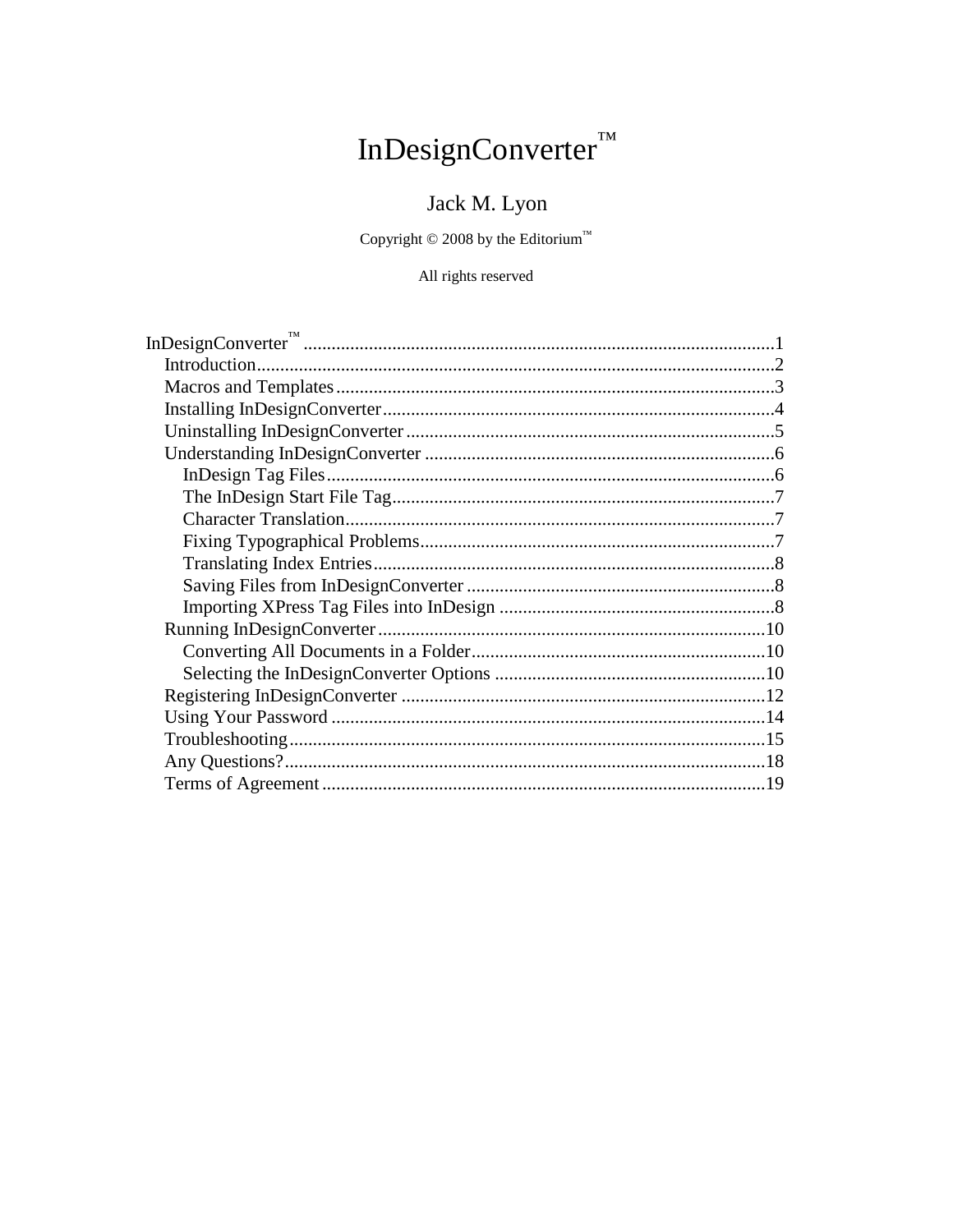# InDesignConverter™

Jack M. Lyon

Copyright © 2008 by the Editorium™

All rights reserved

InDesignConverter™ ........................................................................................ 1
- Introduction ........................................................................................ 2
- Macros and Templates ........................................................................................ 3
- Installing InDesignConverter ........................................................................................ 4
- Uninstalling InDesignConverter ........................................................................................ 5
- Understanding InDesignConverter ........................................................................................ 6
  - InDesign Tag Files ........................................................................................ 6
  - The InDesign Start File Tag ........................................................................................ 7
  - Character Translation ........................................................................................ 7
  - Fixing Typographical Problems ........................................................................................ 7
  - Translating Index Entries ........................................................................................ 8
  - Saving Files from InDesignConverter ........................................................................................ 8
  - Importing XPress Tag Files into InDesign ........................................................................................ 8
- Running InDesignConverter ........................................................................................ 10
  - Converting All Documents in a Folder ........................................................................................ 10
  - Selecting the InDesignConverter Options ........................................................................................ 10
- Registering InDesignConverter ........................................................................................ 12
- Using Your Password ........................................................................................ 14
- Troubleshooting ........................................................................................ 15
- Any Questions? ........................................................................................ 18
- Terms of Agreement ........................................................................................ 19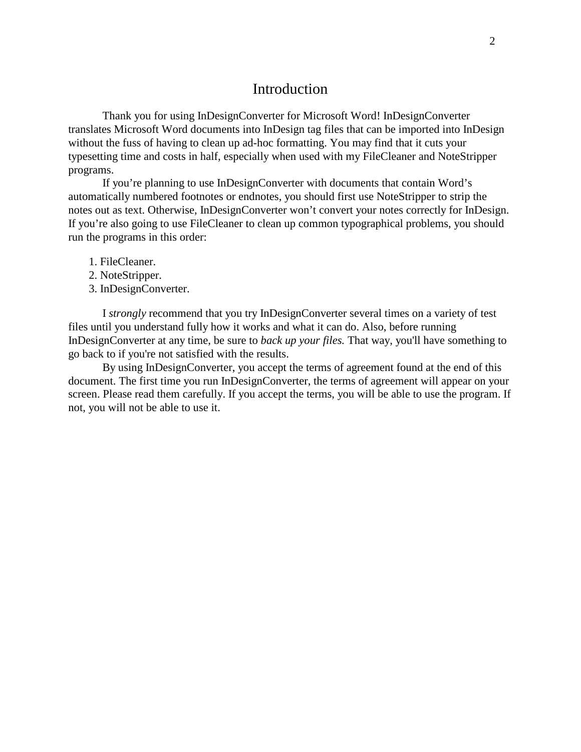# Introduction

Thank you for using InDesignConverter for Microsoft Word! InDesignConverter translates Microsoft Word documents into InDesign tag files that can be imported into InDesign without the fuss of having to clean up ad-hoc formatting. You may find that it cuts your typesetting time and costs in half, especially when used with my FileCleaner and NoteStripper programs.

If you’re planning to use InDesignConverter with documents that contain Word’s automatically numbered footnotes or endnotes, you should first use NoteStripper to strip the notes out as text. Otherwise, InDesignConverter won’t convert your notes correctly for InDesign. If you’re also going to use FileCleaner to clean up common typographical problems, you should run the programs in this order:

1. FileCleaner.
2. NoteStripper.
3. InDesignConverter.

I *strongly* recommend that you try InDesignConverter several times on a variety of test files until you understand fully how it works and what it can do. Also, before running InDesignConverter at any time, be sure to *back up your files.* That way, you'll have something to go back to if you're not satisfied with the results.

By using InDesignConverter, you accept the terms of agreement found at the end of this document. The first time you run InDesignConverter, the terms of agreement will appear on your screen. Please read them carefully. If you accept the terms, you will be able to use the program. If not, you will not be able to use it.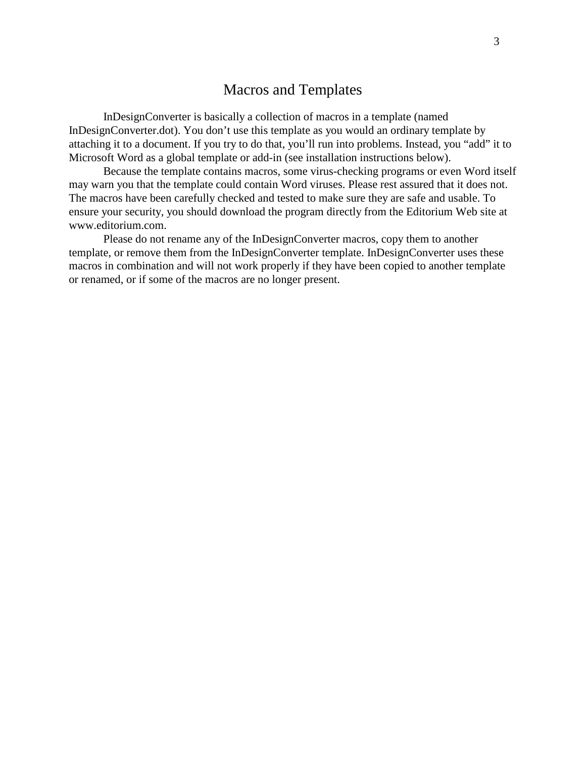# Macros and Templates

InDesignConverter is basically a collection of macros in a template (named InDesignConverter.dot). You don't use this template as you would an ordinary template by attaching it to a document. If you try to do that, you'll run into problems. Instead, you "add" it to Microsoft Word as a global template or add-in (see installation instructions below).

Because the template contains macros, some virus-checking programs or even Word itself may warn you that the template could contain Word viruses. Please rest assured that it does not. The macros have been carefully checked and tested to make sure they are safe and usable. To ensure your security, you should download the program directly from the Editorium Web site at www.editorium.com.

Please do not rename any of the InDesignConverter macros, copy them to another template, or remove them from the InDesignConverter template. InDesignConverter uses these macros in combination and will not work properly if they have been copied to another template or renamed, or if some of the macros are no longer present.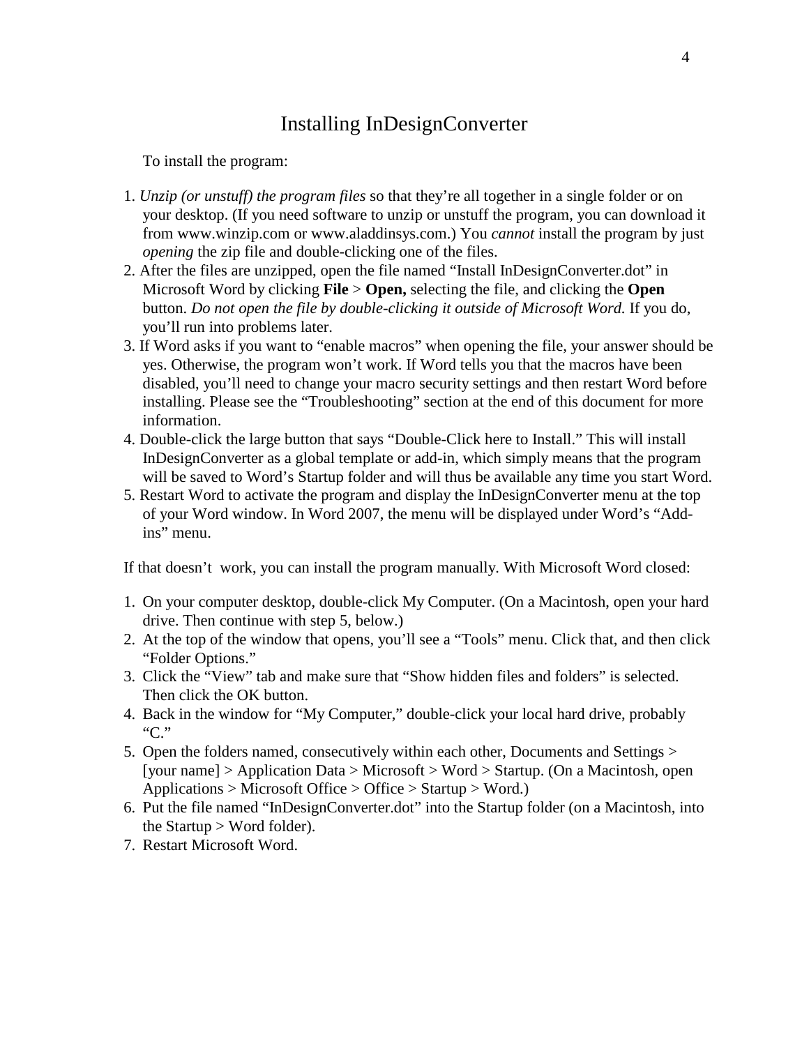# Installing InDesignConverter

To install the program:

1. *Unzip (or unstuff) the program files* so that they're all together in a single folder or on your desktop. (If you need software to unzip or unstuff the program, you can download it from www.winzip.com or www.aladdinsys.com.) You *cannot* install the program by just *opening* the zip file and double-clicking one of the files.
2. After the files are unzipped, open the file named "Install InDesignConverter.dot" in Microsoft Word by clicking **File** > **Open,** selecting the file, and clicking the **Open** button. *Do not open the file by double-clicking it outside of Microsoft Word.* If you do, you'll run into problems later.
3. If Word asks if you want to "enable macros" when opening the file, your answer should be yes. Otherwise, the program won't work. If Word tells you that the macros have been disabled, you'll need to change your macro security settings and then restart Word before installing. Please see the "Troubleshooting" section at the end of this document for more information.
4. Double-click the large button that says "Double-Click here to Install." This will install InDesignConverter as a global template or add-in, which simply means that the program will be saved to Word's Startup folder and will thus be available any time you start Word.
5. Restart Word to activate the program and display the InDesignConverter menu at the top of your Word window. In Word 2007, the menu will be displayed under Word's "Add-ins" menu.

If that doesn't work, you can install the program manually. With Microsoft Word closed:

1. On your computer desktop, double-click My Computer. (On a Macintosh, open your hard drive. Then continue with step 5, below.)
2. At the top of the window that opens, you'll see a "Tools" menu. Click that, and then click "Folder Options."
3. Click the "View" tab and make sure that "Show hidden files and folders" is selected. Then click the OK button.
4. Back in the window for "My Computer," double-click your local hard drive, probably "C."
5. Open the folders named, consecutively within each other, Documents and Settings > [your name] > Application Data > Microsoft > Word > Startup. (On a Macintosh, open Applications > Microsoft Office > Office > Startup > Word.)
6. Put the file named "InDesignConverter.dot" into the Startup folder (on a Macintosh, into the Startup > Word folder).
7. Restart Microsoft Word.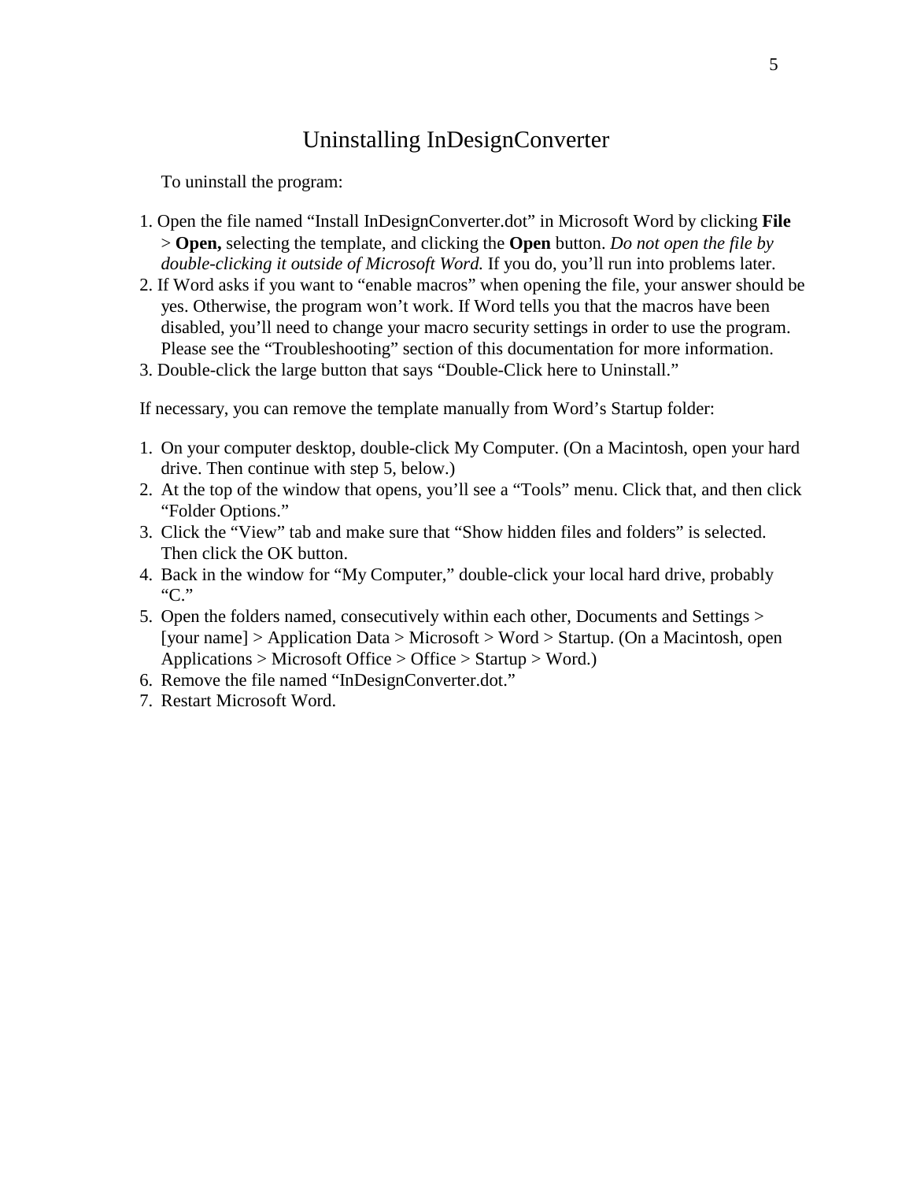# Uninstalling InDesignConverter

To uninstall the program:

1. Open the file named “Install InDesignConverter.dot” in Microsoft Word by clicking **File** > **Open,** selecting the template, and clicking the **Open** button. *Do not open the file by double-clicking it outside of Microsoft Word.* If you do, you’ll run into problems later.
2. If Word asks if you want to “enable macros” when opening the file, your answer should be yes. Otherwise, the program won’t work. If Word tells you that the macros have been disabled, you’ll need to change your macro security settings in order to use the program. Please see the “Troubleshooting” section of this documentation for more information.
3. Double-click the large button that says “Double-Click here to Uninstall.”

If necessary, you can remove the template manually from Word’s Startup folder:

1. On your computer desktop, double-click My Computer. (On a Macintosh, open your hard drive. Then continue with step 5, below.)
2. At the top of the window that opens, you’ll see a “Tools” menu. Click that, and then click “Folder Options.”
3. Click the “View” tab and make sure that “Show hidden files and folders” is selected. Then click the OK button.
4. Back in the window for “My Computer,” double-click your local hard drive, probably “C.”
5. Open the folders named, consecutively within each other, Documents and Settings > [your name] > Application Data > Microsoft > Word > Startup. (On a Macintosh, open Applications > Microsoft Office > Office > Startup > Word.)
6. Remove the file named “InDesignConverter.dot.”
7. Restart Microsoft Word.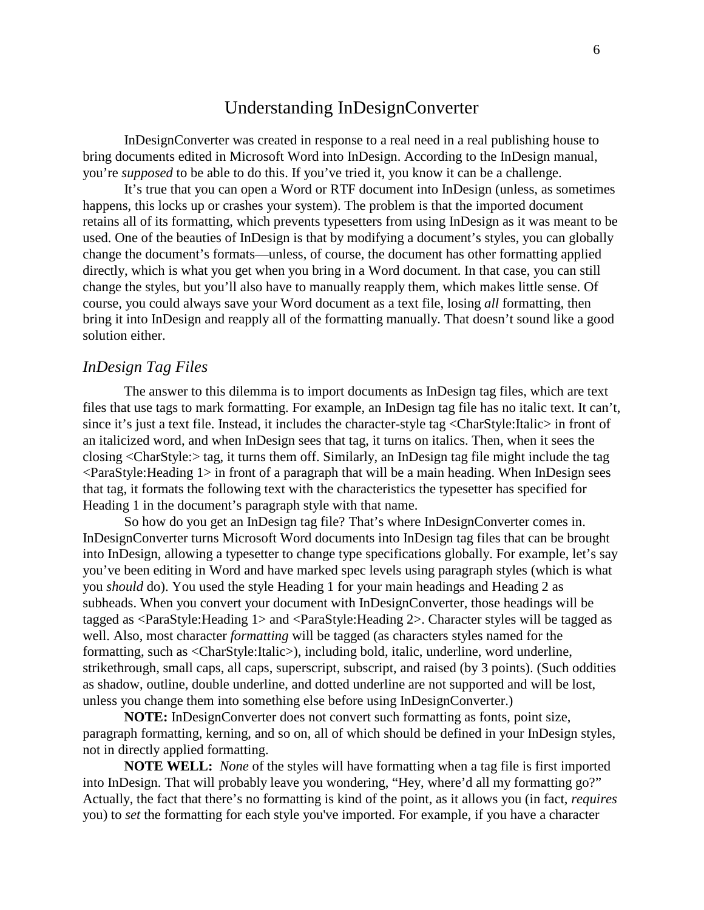# Understanding InDesignConverter

InDesignConverter was created in response to a real need in a real publishing house to bring documents edited in Microsoft Word into InDesign. According to the InDesign manual, you're *supposed* to be able to do this. If you've tried it, you know it can be a challenge.

It's true that you can open a Word or RTF document into InDesign (unless, as sometimes happens, this locks up or crashes your system). The problem is that the imported document retains all of its formatting, which prevents typesetters from using InDesign as it was meant to be used. One of the beauties of InDesign is that by modifying a document's styles, you can globally change the document's formats—unless, of course, the document has other formatting applied directly, which is what you get when you bring in a Word document. In that case, you can still change the styles, but you'll also have to manually reapply them, which makes little sense. Of course, you could always save your Word document as a text file, losing *all* formatting, then bring it into InDesign and reapply all of the formatting manually. That doesn't sound like a good solution either.

## *InDesign Tag Files*

The answer to this dilemma is to import documents as InDesign tag files, which are text files that use tags to mark formatting. For example, an InDesign tag file has no italic text. It can't, since it's just a text file. Instead, it includes the character-style tag <CharStyle:Italic> in front of an italicized word, and when InDesign sees that tag, it turns on italics. Then, when it sees the closing <CharStyle:> tag, it turns them off. Similarly, an InDesign tag file might include the tag <ParaStyle:Heading 1> in front of a paragraph that will be a main heading. When InDesign sees that tag, it formats the following text with the characteristics the typesetter has specified for Heading 1 in the document's paragraph style with that name.

So how do you get an InDesign tag file? That's where InDesignConverter comes in. InDesignConverter turns Microsoft Word documents into InDesign tag files that can be brought into InDesign, allowing a typesetter to change type specifications globally. For example, let's say you've been editing in Word and have marked spec levels using paragraph styles (which is what you *should* do). You used the style Heading 1 for your main headings and Heading 2 as subheads. When you convert your document with InDesignConverter, those headings will be tagged as <ParaStyle:Heading 1> and <ParaStyle:Heading 2>. Character styles will be tagged as well. Also, most character *formatting* will be tagged (as characters styles named for the formatting, such as <CharStyle:Italic>), including bold, italic, underline, word underline, strikethrough, small caps, all caps, superscript, subscript, and raised (by 3 points). (Such oddities as shadow, outline, double underline, and dotted underline are not supported and will be lost, unless you change them into something else before using InDesignConverter.)

**NOTE:** InDesignConverter does not convert such formatting as fonts, point size, paragraph formatting, kerning, and so on, all of which should be defined in your InDesign styles, not in directly applied formatting.

**NOTE WELL:** *None* of the styles will have formatting when a tag file is first imported into InDesign. That will probably leave you wondering, "Hey, where'd all my formatting go?" Actually, the fact that there's no formatting is kind of the point, as it allows you (in fact, *requires* you) to *set* the formatting for each style you've imported. For example, if you have a character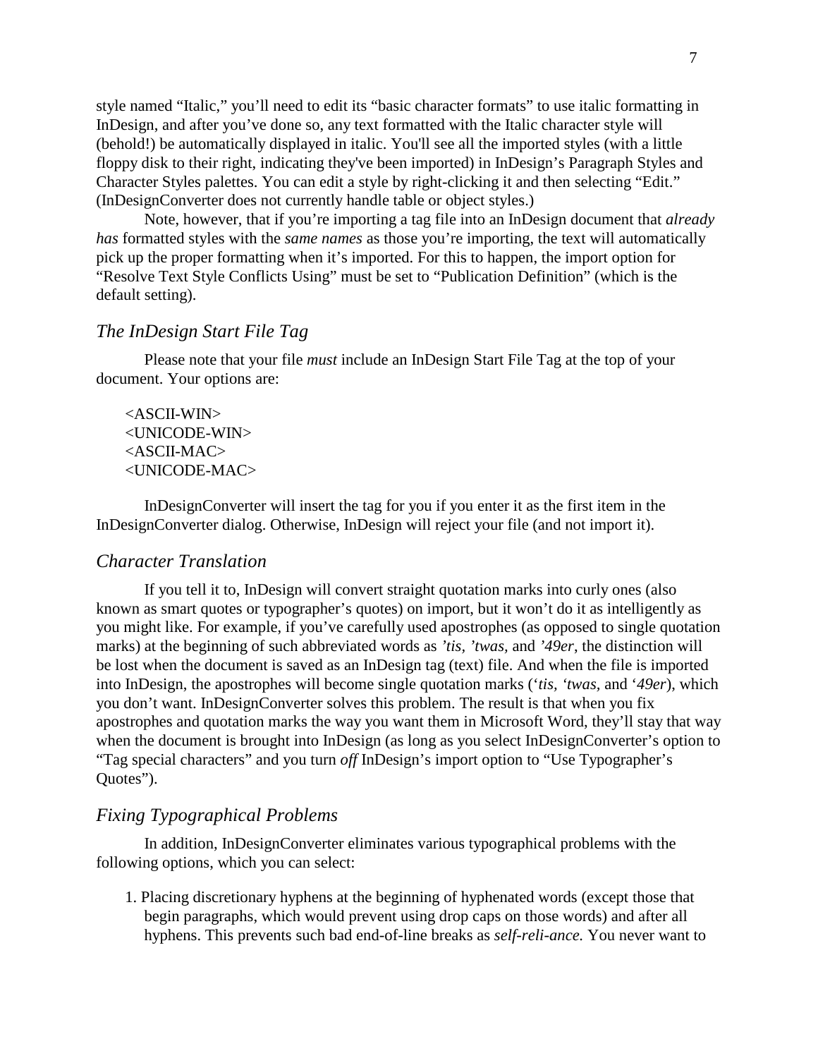style named “Italic,” you’ll need to edit its “basic character formats” to use italic formatting in InDesign, and after you’ve done so, any text formatted with the Italic character style will (behold!) be automatically displayed in italic. You'll see all the imported styles (with a little floppy disk to their right, indicating they've been imported) in InDesign’s Paragraph Styles and Character Styles palettes. You can edit a style by right-clicking it and then selecting “Edit.” (InDesignConverter does not currently handle table or object styles.)

Note, however, that if you’re importing a tag file into an InDesign document that *already has* formatted styles with the *same names* as those you’re importing, the text will automatically pick up the proper formatting when it’s imported. For this to happen, the import option for “Resolve Text Style Conflicts Using” must be set to “Publication Definition” (which is the default setting).

## *The InDesign Start File Tag*

Please note that your file *must* include an InDesign Start File Tag at the top of your document. Your options are:

<ASCII-WIN>
<UNICODE-WIN>
<ASCII-MAC>
<UNICODE-MAC>

InDesignConverter will insert the tag for you if you enter it as the first item in the InDesignConverter dialog. Otherwise, InDesign will reject your file (and not import it).

## *Character Translation*

If you tell it to, InDesign will convert straight quotation marks into curly ones (also known as smart quotes or typographer’s quotes) on import, but it won’t do it as intelligently as you might like. For example, if you’ve carefully used apostrophes (as opposed to single quotation marks) at the beginning of such abbreviated words as *’tis*, *’twas*, and *’49er*, the distinction will be lost when the document is saved as an InDesign tag (text) file. And when the file is imported into InDesign, the apostrophes will become single quotation marks (‘*tis*, ‘*twas*, and ‘*49er*), which you don’t want. InDesignConverter solves this problem. The result is that when you fix apostrophes and quotation marks the way you want them in Microsoft Word, they’ll stay that way when the document is brought into InDesign (as long as you select InDesignConverter’s option to “Tag special characters” and you turn *off* InDesign’s import option to “Use Typographer’s Quotes”).

## *Fixing Typographical Problems*

In addition, InDesignConverter eliminates various typographical problems with the following options, which you can select:

1. Placing discretionary hyphens at the beginning of hyphenated words (except those that begin paragraphs, which would prevent using drop caps on those words) and after all hyphens. This prevents such bad end-of-line breaks as *self-reli-ance.* You never want to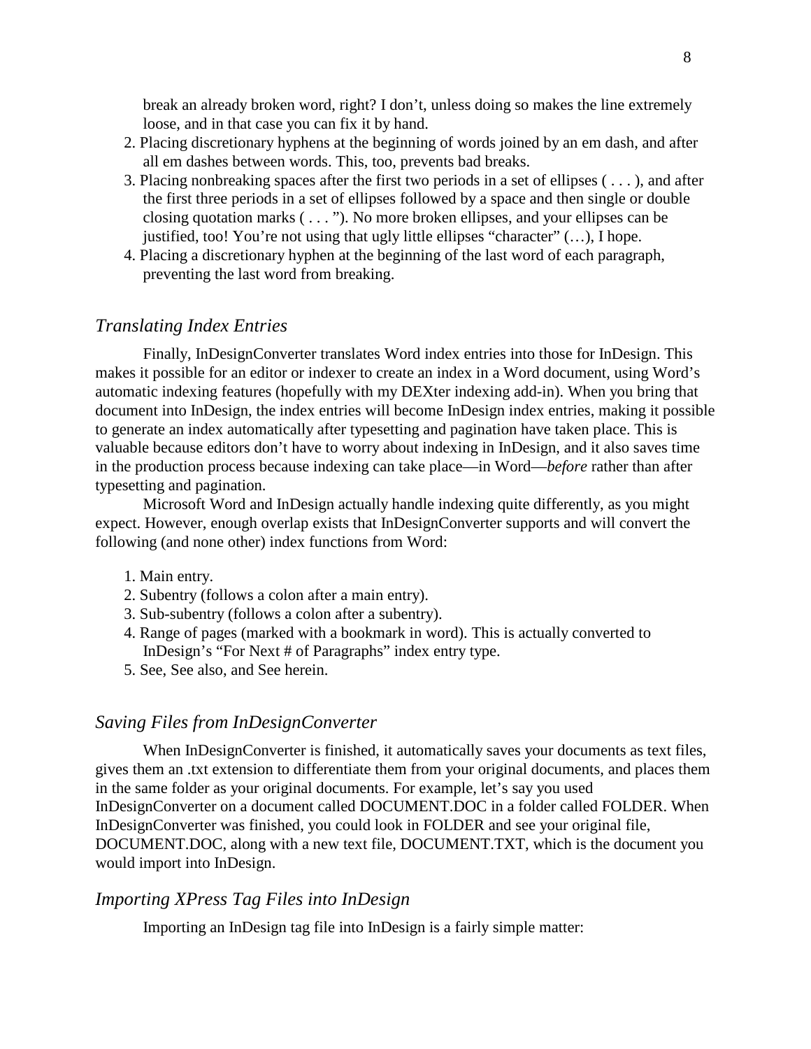break an already broken word, right? I don’t, unless doing so makes the line extremely loose, and in that case you can fix it by hand.

2. Placing discretionary hyphens at the beginning of words joined by an em dash, and after all em dashes between words. This, too, prevents bad breaks.
3. Placing nonbreaking spaces after the first two periods in a set of ellipses ( . . . ), and after the first three periods in a set of ellipses followed by a space and then single or double closing quotation marks ( . . . ”). No more broken ellipses, and your ellipses can be justified, too! You’re not using that ugly little ellipses “character” (…), I hope.
4. Placing a discretionary hyphen at the beginning of the last word of each paragraph, preventing the last word from breaking.

## *Translating Index Entries*

Finally, InDesignConverter translates Word index entries into those for InDesign. This makes it possible for an editor or indexer to create an index in a Word document, using Word’s automatic indexing features (hopefully with my DEXter indexing add-in). When you bring that document into InDesign, the index entries will become InDesign index entries, making it possible to generate an index automatically after typesetting and pagination have taken place. This is valuable because editors don’t have to worry about indexing in InDesign, and it also saves time in the production process because indexing can take place—in Word—*before* rather than after typesetting and pagination.

Microsoft Word and InDesign actually handle indexing quite differently, as you might expect. However, enough overlap exists that InDesignConverter supports and will convert the following (and none other) index functions from Word:

1. Main entry.
2. Subentry (follows a colon after a main entry).
3. Sub-subentry (follows a colon after a subentry).
4. Range of pages (marked with a bookmark in word). This is actually converted to InDesign’s “For Next # of Paragraphs” index entry type.
5. See, See also, and See herein.

## *Saving Files from InDesignConverter*

When InDesignConverter is finished, it automatically saves your documents as text files, gives them an .txt extension to differentiate them from your original documents, and places them in the same folder as your original documents. For example, let’s say you used InDesignConverter on a document called DOCUMENT.DOC in a folder called FOLDER. When InDesignConverter was finished, you could look in FOLDER and see your original file, DOCUMENT.DOC, along with a new text file, DOCUMENT.TXT, which is the document you would import into InDesign.

## *Importing XPress Tag Files into InDesign*

Importing an InDesign tag file into InDesign is a fairly simple matter: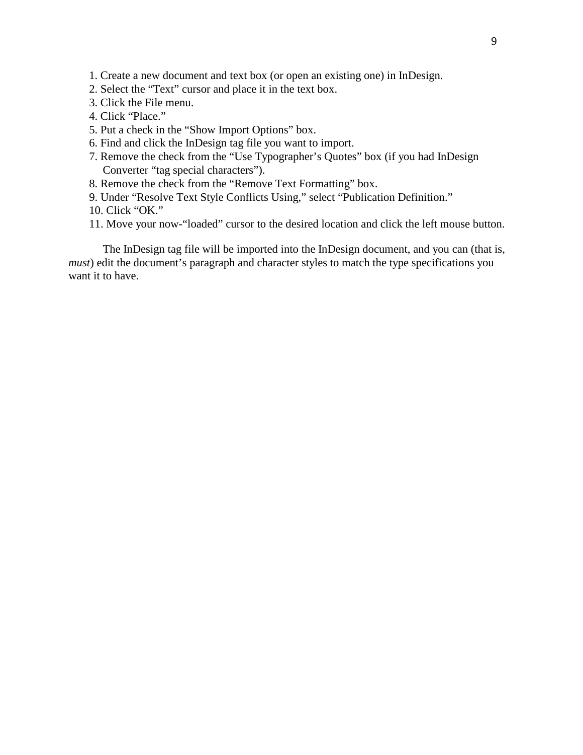1. Create a new document and text box (or open an existing one) in InDesign.
2. Select the “Text” cursor and place it in the text box.
3. Click the File menu.
4. Click “Place.”
5. Put a check in the “Show Import Options” box.
6. Find and click the InDesign tag file you want to import.
7. Remove the check from the “Use Typographer’s Quotes” box (if you had InDesign Converter “tag special characters”).
8. Remove the check from the “Remove Text Formatting” box.
9. Under “Resolve Text Style Conflicts Using,” select “Publication Definition.”
10. Click “OK.”
11. Move your now-“loaded” cursor to the desired location and click the left mouse button.

The InDesign tag file will be imported into the InDesign document, and you can (that is, *must*) edit the document’s paragraph and character styles to match the type specifications you want it to have.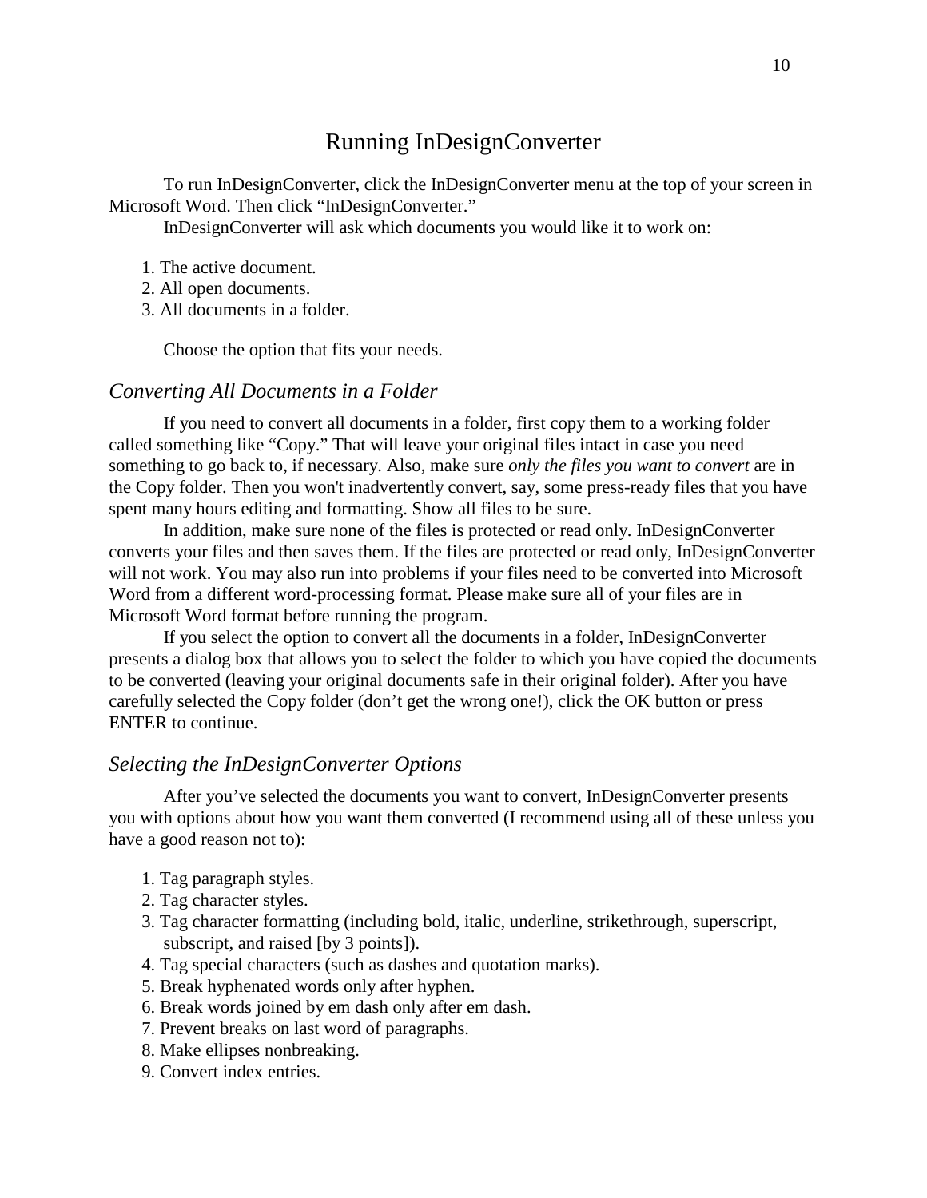# Running InDesignConverter

To run InDesignConverter, click the InDesignConverter menu at the top of your screen in Microsoft Word. Then click “InDesignConverter.”

InDesignConverter will ask which documents you would like it to work on:

1. The active document.
2. All open documents.
3. All documents in a folder.

Choose the option that fits your needs.

## *Converting All Documents in a Folder*

If you need to convert all documents in a folder, first copy them to a working folder called something like “Copy.” That will leave your original files intact in case you need something to go back to, if necessary. Also, make sure *only the files you want to convert* are in the Copy folder. Then you won't inadvertently convert, say, some press-ready files that you have spent many hours editing and formatting. Show all files to be sure.

In addition, make sure none of the files is protected or read only. InDesignConverter converts your files and then saves them. If the files are protected or read only, InDesignConverter will not work. You may also run into problems if your files need to be converted into Microsoft Word from a different word-processing format. Please make sure all of your files are in Microsoft Word format before running the program.

If you select the option to convert all the documents in a folder, InDesignConverter presents a dialog box that allows you to select the folder to which you have copied the documents to be converted (leaving your original documents safe in their original folder). After you have carefully selected the Copy folder (don’t get the wrong one!), click the OK button or press ENTER to continue.

## *Selecting the InDesignConverter Options*

After you’ve selected the documents you want to convert, InDesignConverter presents you with options about how you want them converted (I recommend using all of these unless you have a good reason not to):

1. Tag paragraph styles.
2. Tag character styles.
3. Tag character formatting (including bold, italic, underline, strikethrough, superscript, subscript, and raised [by 3 points]).
4. Tag special characters (such as dashes and quotation marks).
5. Break hyphenated words only after hyphen.
6. Break words joined by em dash only after em dash.
7. Prevent breaks on last word of paragraphs.
8. Make ellipses nonbreaking.
9. Convert index entries.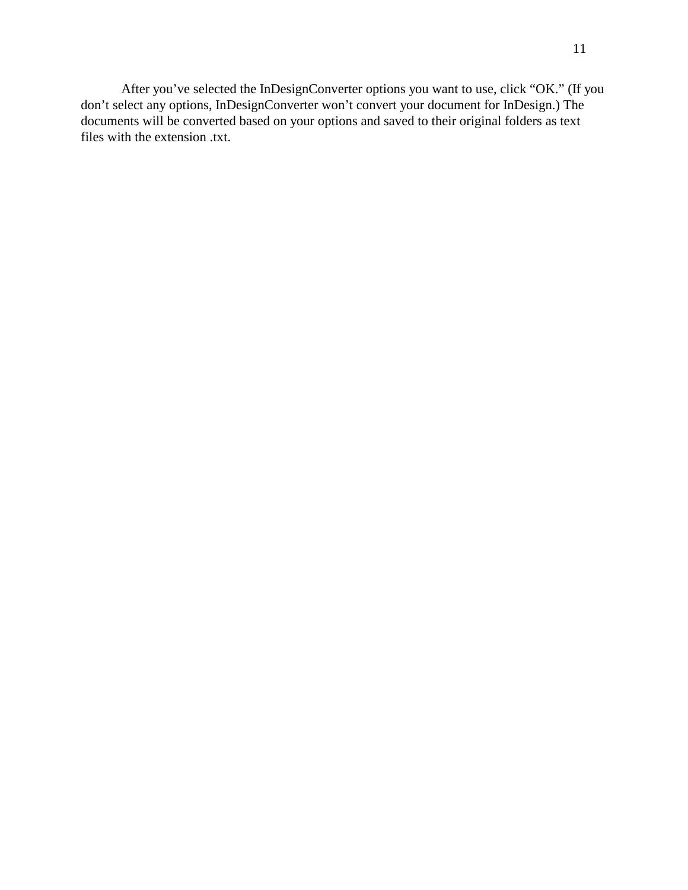After you've selected the InDesignConverter options you want to use, click "OK." (If you don't select any options, InDesignConverter won't convert your document for InDesign.) The documents will be converted based on your options and saved to their original folders as text files with the extension .txt.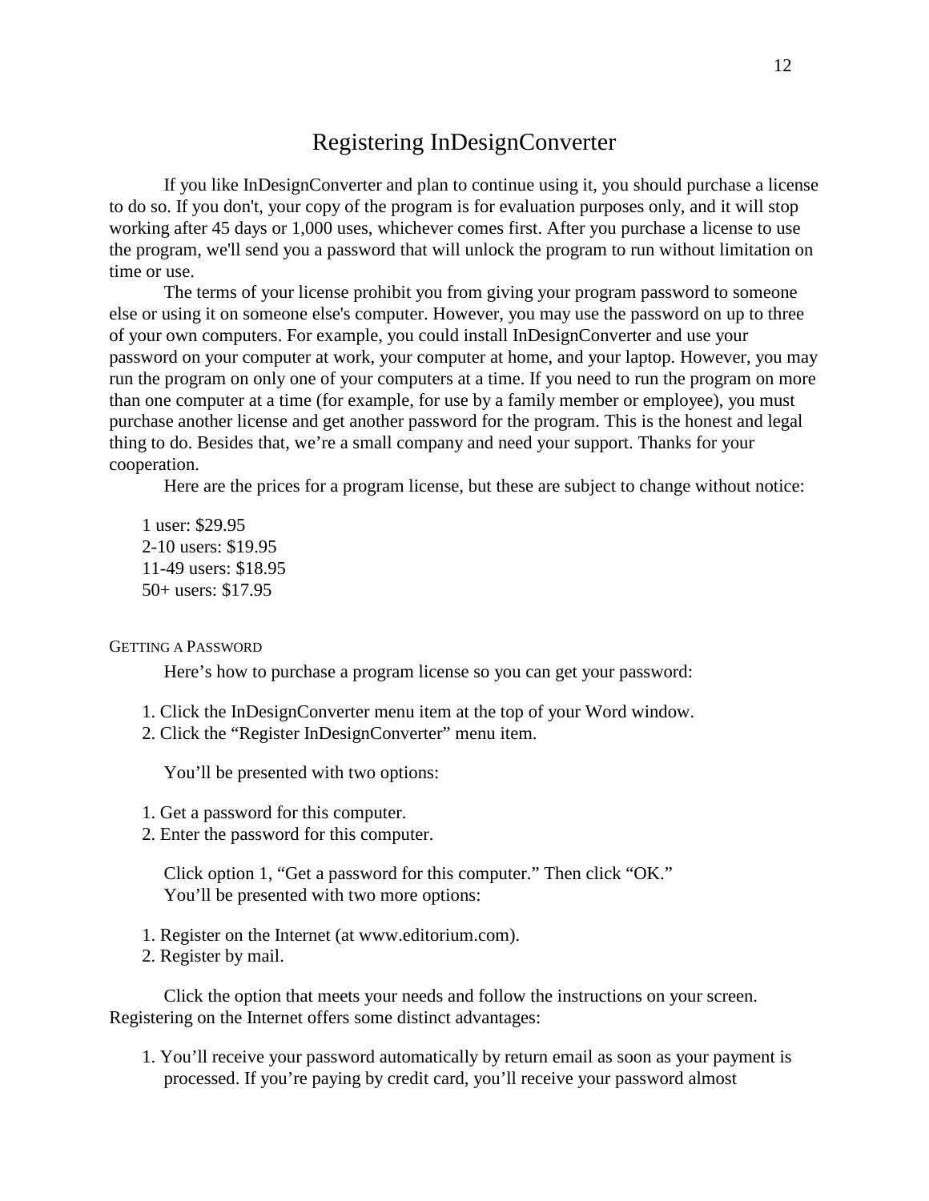# Registering InDesignConverter

If you like InDesignConverter and plan to continue using it, you should purchase a license to do so. If you don't, your copy of the program is for evaluation purposes only, and it will stop working after 45 days or 1,000 uses, whichever comes first. After you purchase a license to use the program, we'll send you a password that will unlock the program to run without limitation on time or use.

The terms of your license prohibit you from giving your program password to someone else or using it on someone else's computer. However, you may use the password on up to three of your own computers. For example, you could install InDesignConverter and use your password on your computer at work, your computer at home, and your laptop. However, you may run the program on only one of your computers at a time. If you need to run the program on more than one computer at a time (for example, for use by a family member or employee), you must purchase another license and get another password for the program. This is the honest and legal thing to do. Besides that, we're a small company and need your support. Thanks for your cooperation.

Here are the prices for a program license, but these are subject to change without notice:

1 user: $29.95
2-10 users: $19.95
11-49 users: $18.95
50+ users: $17.95

## Getting a Password

Here's how to purchase a program license so you can get your password:

1. Click the InDesignConverter menu item at the top of your Word window.
2. Click the "Register InDesignConverter" menu item.

You'll be presented with two options:

1. Get a password for this computer.
2. Enter the password for this computer.

Click option 1, "Get a password for this computer." Then click "OK."
You'll be presented with two more options:

1. Register on the Internet (at www.editorium.com).
2. Register by mail.

Click the option that meets your needs and follow the instructions on your screen. Registering on the Internet offers some distinct advantages:

1. You'll receive your password automatically by return email as soon as your payment is processed. If you're paying by credit card, you'll receive your password almost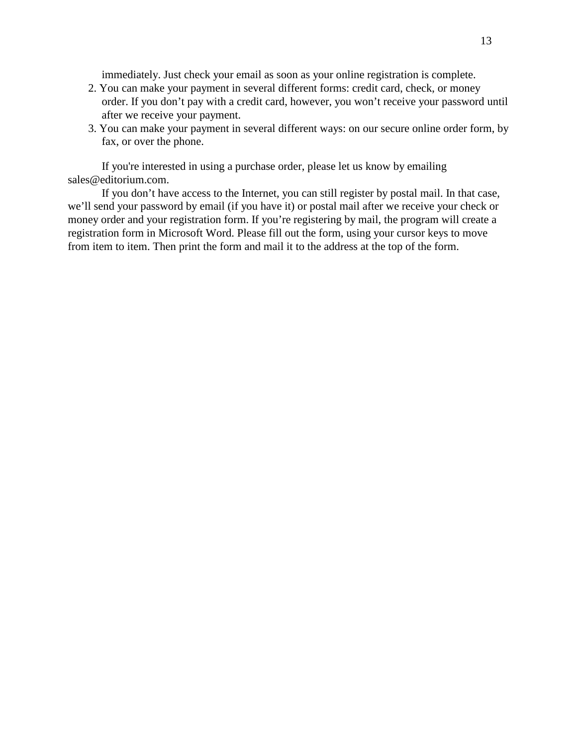immediately. Just check your email as soon as your online registration is complete.

2. You can make your payment in several different forms: credit card, check, or money order. If you don’t pay with a credit card, however, you won’t receive your password until after we receive your payment.
3. You can make your payment in several different ways: on our secure online order form, by fax, or over the phone.

If you're interested in using a purchase order, please let us know by emailing sales@editorium.com.

If you don’t have access to the Internet, you can still register by postal mail. In that case, we’ll send your password by email (if you have it) or postal mail after we receive your check or money order and your registration form. If you’re registering by mail, the program will create a registration form in Microsoft Word. Please fill out the form, using your cursor keys to move from item to item. Then print the form and mail it to the address at the top of the form.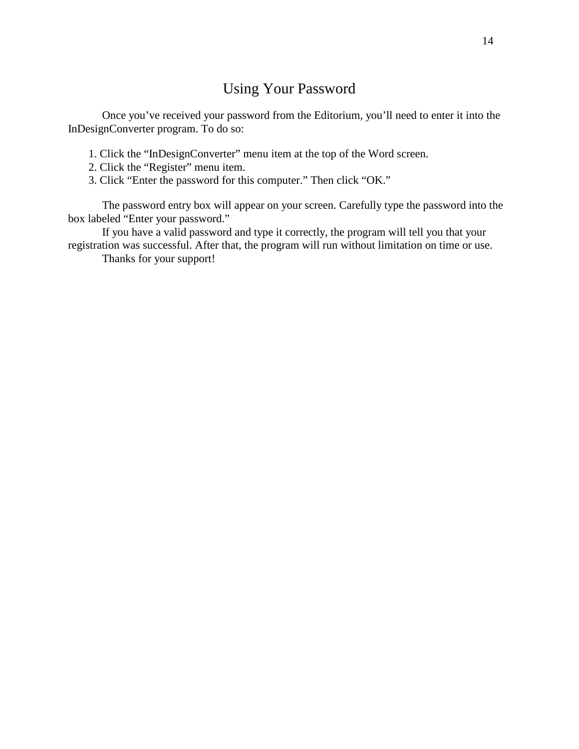# Using Your Password

Once you've received your password from the Editorium, you'll need to enter it into the InDesignConverter program. To do so:

1. Click the "InDesignConverter" menu item at the top of the Word screen.
2. Click the "Register" menu item.
3. Click "Enter the password for this computer." Then click "OK."

The password entry box will appear on your screen. Carefully type the password into the box labeled "Enter your password."

If you have a valid password and type it correctly, the program will tell you that your registration was successful. After that, the program will run without limitation on time or use.

Thanks for your support!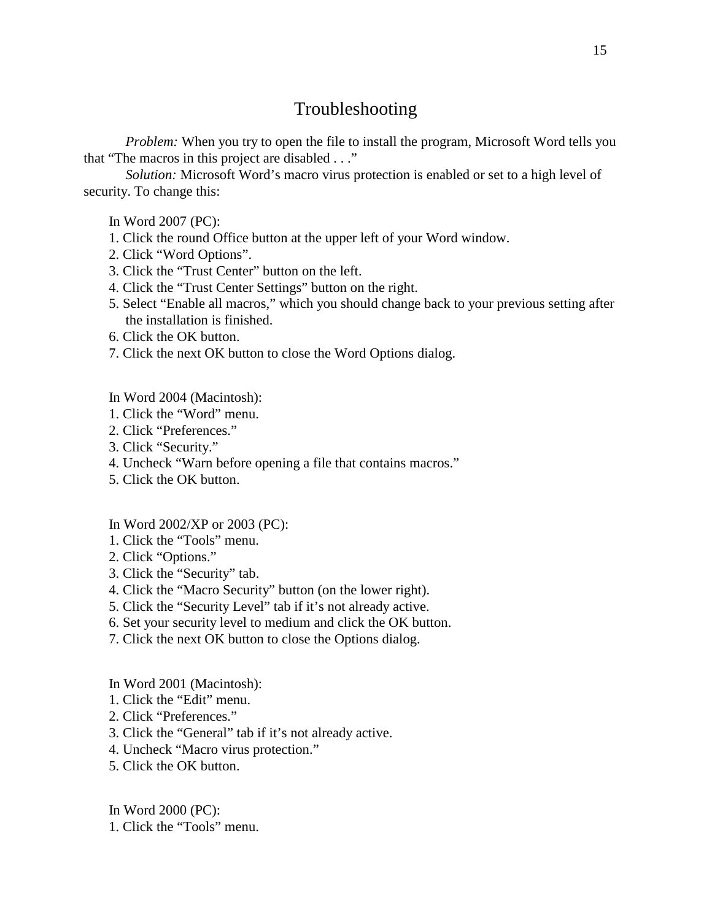# Troubleshooting

*Problem:* When you try to open the file to install the program, Microsoft Word tells you that “The macros in this project are disabled . . .”

*Solution:* Microsoft Word’s macro virus protection is enabled or set to a high level of security. To change this:

In Word 2007 (PC):

1. Click the round Office button at the upper left of your Word window.
2. Click “Word Options”.
3. Click the “Trust Center” button on the left.
4. Click the “Trust Center Settings” button on the right.
5. Select “Enable all macros,” which you should change back to your previous setting after the installation is finished.
6. Click the OK button.
7. Click the next OK button to close the Word Options dialog.

In Word 2004 (Macintosh):

1. Click the “Word” menu.
2. Click “Preferences.”
3. Click “Security.”
4. Uncheck “Warn before opening a file that contains macros.”
5. Click the OK button.

In Word 2002/XP or 2003 (PC):

1. Click the “Tools” menu.
2. Click “Options.”
3. Click the “Security” tab.
4. Click the “Macro Security” button (on the lower right).
5. Click the “Security Level” tab if it’s not already active.
6. Set your security level to medium and click the OK button.
7. Click the next OK button to close the Options dialog.

In Word 2001 (Macintosh):

1. Click the “Edit” menu.
2. Click “Preferences.”
3. Click the “General” tab if it’s not already active.
4. Uncheck “Macro virus protection.”
5. Click the OK button.

In Word 2000 (PC):

1. Click the “Tools” menu.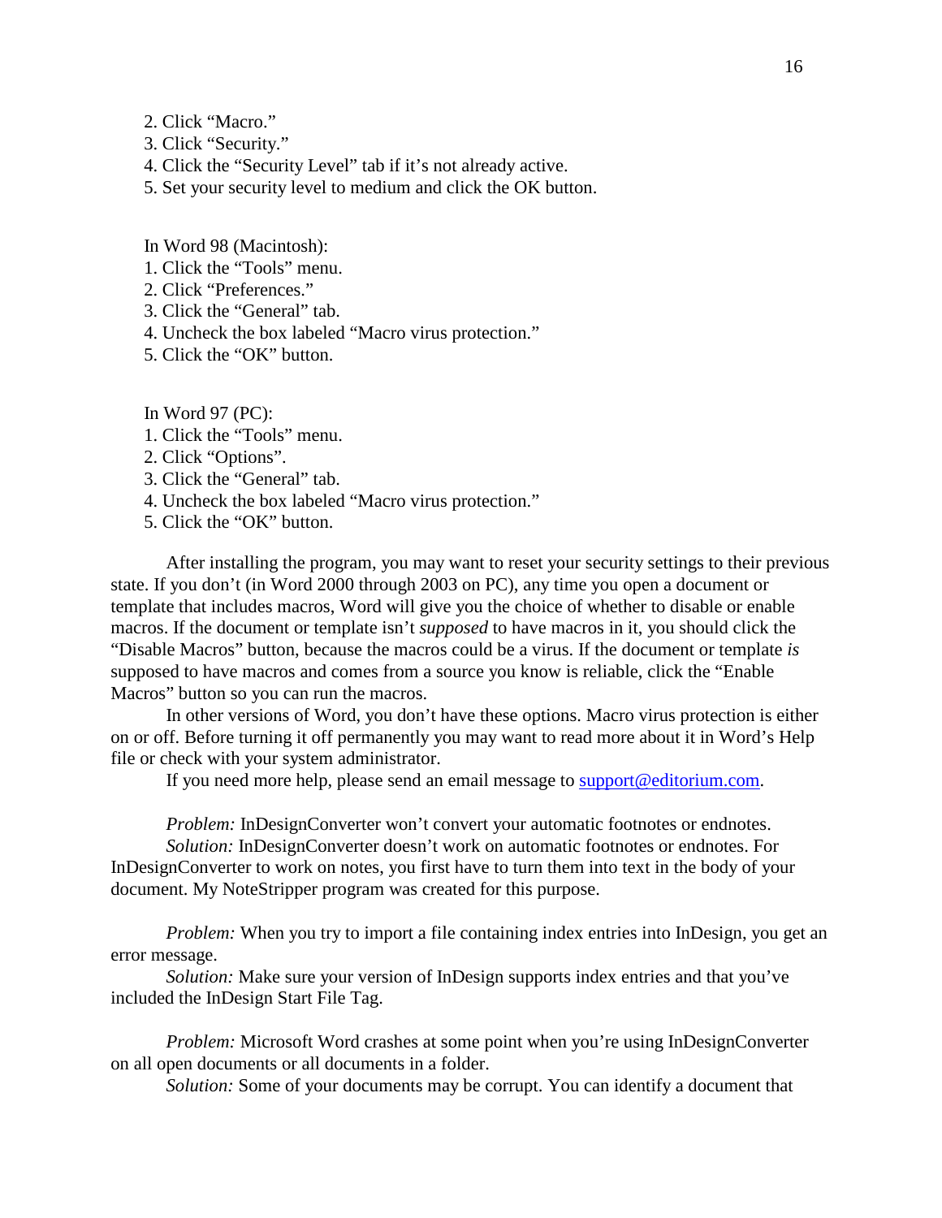2. Click “Macro.”
3. Click “Security.”
4. Click the “Security Level” tab if it’s not already active.
5. Set your security level to medium and click the OK button.

In Word 98 (Macintosh):
1. Click the “Tools” menu.
2. Click “Preferences.”
3. Click the “General” tab.
4. Uncheck the box labeled “Macro virus protection.”
5. Click the “OK” button.

In Word 97 (PC):
1. Click the “Tools” menu.
2. Click “Options”.
3. Click the “General” tab.
4. Uncheck the box labeled “Macro virus protection.”
5. Click the “OK” button.

After installing the program, you may want to reset your security settings to their previous state. If you don’t (in Word 2000 through 2003 on PC), any time you open a document or template that includes macros, Word will give you the choice of whether to disable or enable macros. If the document or template isn’t *supposed* to have macros in it, you should click the “Disable Macros” button, because the macros could be a virus. If the document or template *is* supposed to have macros and comes from a source you know is reliable, click the “Enable Macros” button so you can run the macros.

In other versions of Word, you don’t have these options. Macro virus protection is either on or off. Before turning it off permanently you may want to read more about it in Word’s Help file or check with your system administrator.

If you need more help, please send an email message to [support@editorium.com](mailto:support@editorium.com).

*Problem:* InDesignConverter won’t convert your automatic footnotes or endnotes.

*Solution:* InDesignConverter doesn’t work on automatic footnotes or endnotes. For InDesignConverter to work on notes, you first have to turn them into text in the body of your document. My NoteStripper program was created for this purpose.

*Problem:* When you try to import a file containing index entries into InDesign, you get an error message.

*Solution:* Make sure your version of InDesign supports index entries and that you’ve included the InDesign Start File Tag.

*Problem:* Microsoft Word crashes at some point when you’re using InDesignConverter on all open documents or all documents in a folder.

*Solution:* Some of your documents may be corrupt. You can identify a document that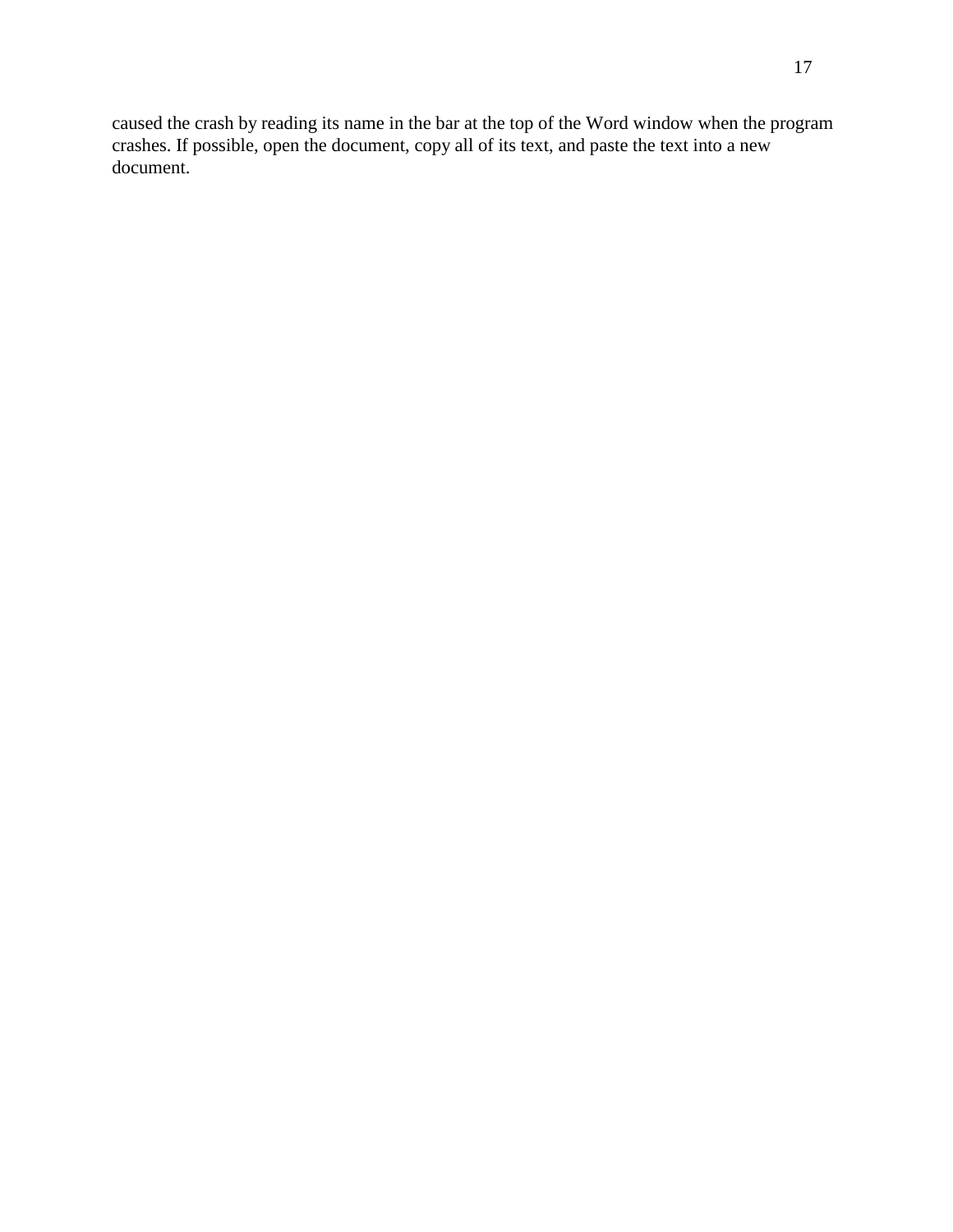caused the crash by reading its name in the bar at the top of the Word window when the program crashes. If possible, open the document, copy all of its text, and paste the text into a new document.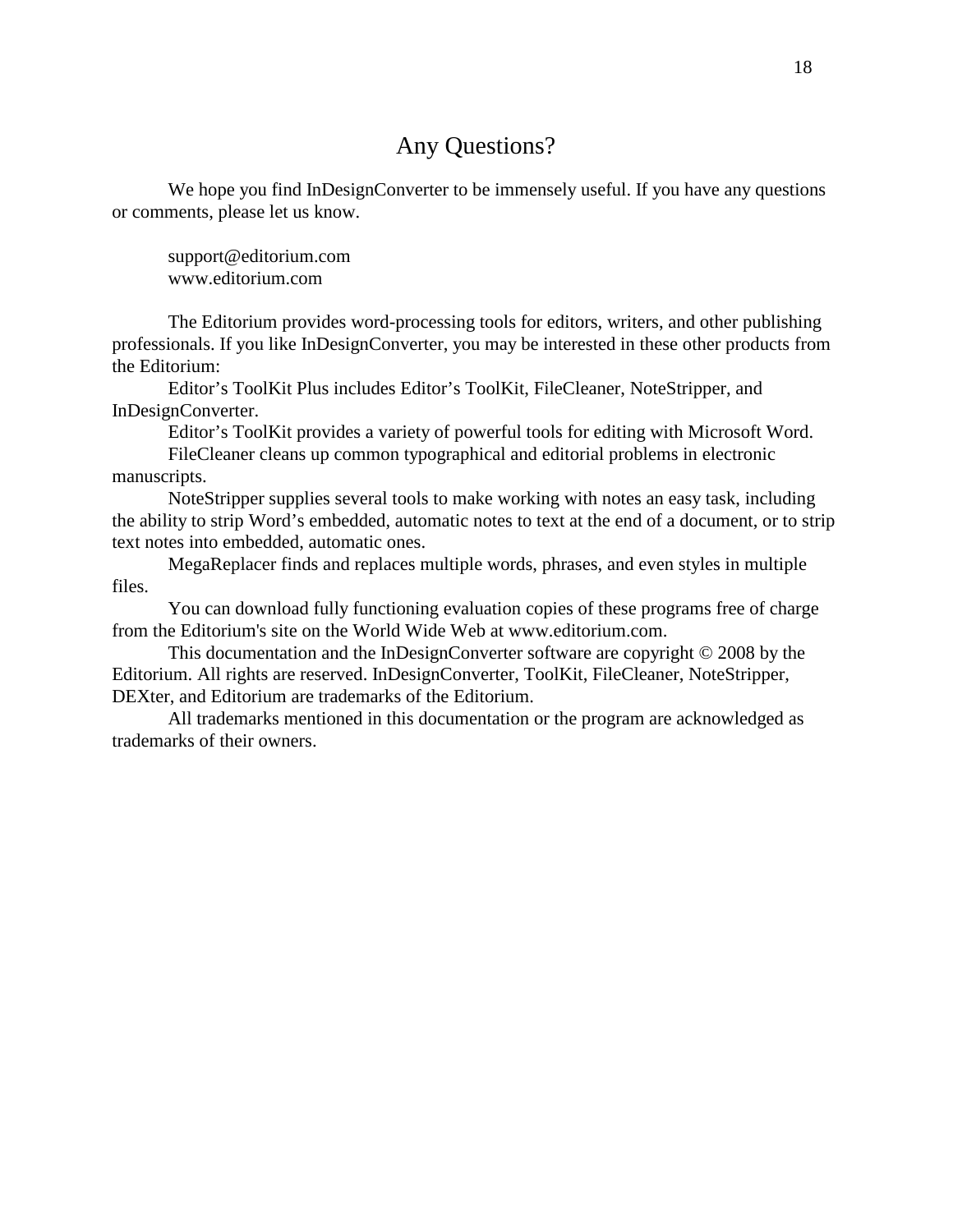# Any Questions?

We hope you find InDesignConverter to be immensely useful. If you have any questions or comments, please let us know.

support@editorium.com
www.editorium.com

The Editorium provides word-processing tools for editors, writers, and other publishing professionals. If you like InDesignConverter, you may be interested in these other products from the Editorium:

Editor’s ToolKit Plus includes Editor’s ToolKit, FileCleaner, NoteStripper, and InDesignConverter.

Editor’s ToolKit provides a variety of powerful tools for editing with Microsoft Word.

FileCleaner cleans up common typographical and editorial problems in electronic manuscripts.

NoteStripper supplies several tools to make working with notes an easy task, including the ability to strip Word’s embedded, automatic notes to text at the end of a document, or to strip text notes into embedded, automatic ones.

MegaReplacer finds and replaces multiple words, phrases, and even styles in multiple files.

You can download fully functioning evaluation copies of these programs free of charge from the Editorium's site on the World Wide Web at www.editorium.com.

This documentation and the InDesignConverter software are copyright © 2008 by the Editorium. All rights are reserved. InDesignConverter, ToolKit, FileCleaner, NoteStripper, DEXter, and Editorium are trademarks of the Editorium.

All trademarks mentioned in this documentation or the program are acknowledged as trademarks of their owners.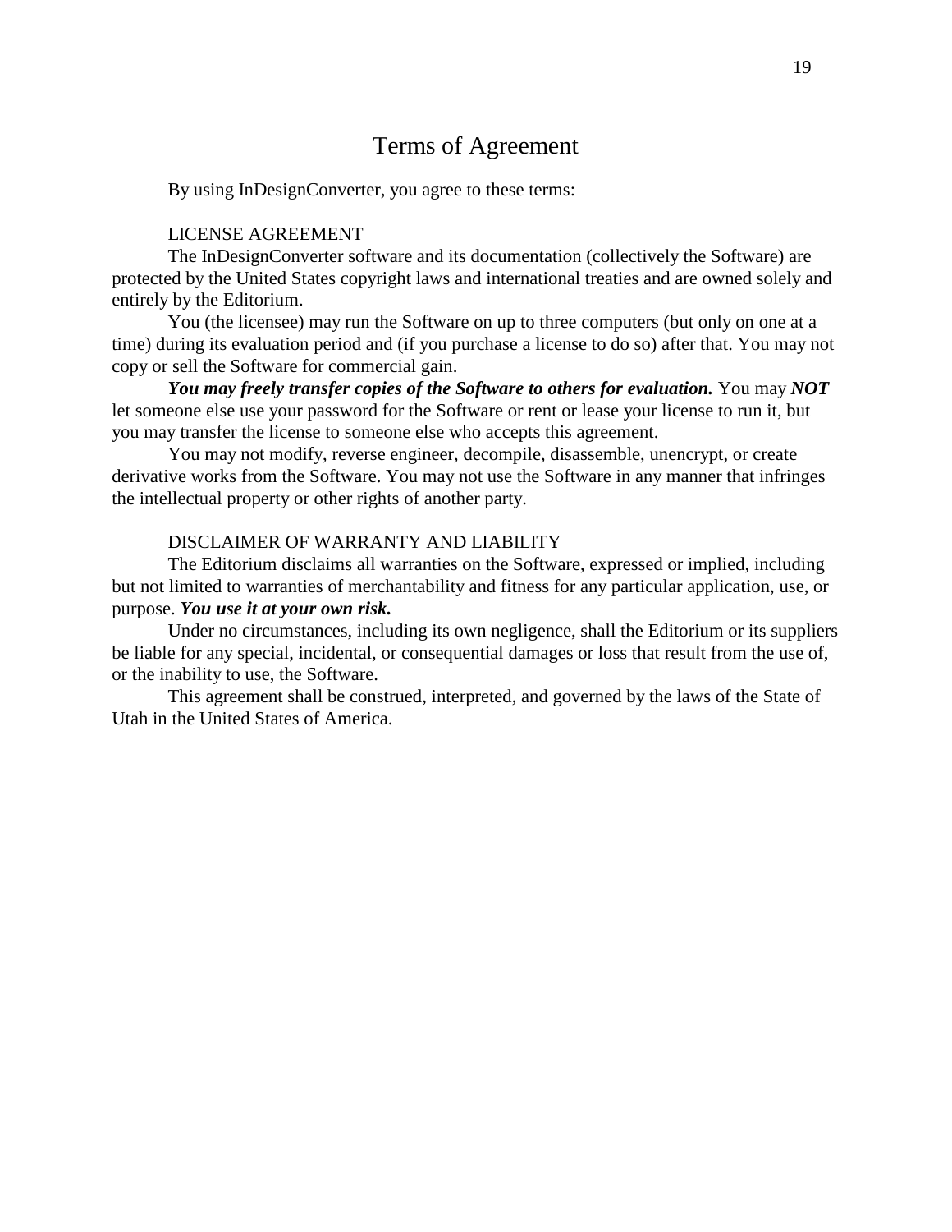# Terms of Agreement

By using InDesignConverter, you agree to these terms:

## LICENSE AGREEMENT

The InDesignConverter software and its documentation (collectively the Software) are protected by the United States copyright laws and international treaties and are owned solely and entirely by the Editorium.

You (the licensee) may run the Software on up to three computers (but only on one at a time) during its evaluation period and (if you purchase a license to do so) after that. You may not copy or sell the Software for commercial gain.

***You may freely transfer copies of the Software to others for evaluation.*** You may ***NOT*** let someone else use your password for the Software or rent or lease your license to run it, but you may transfer the license to someone else who accepts this agreement.

You may not modify, reverse engineer, decompile, disassemble, unencrypt, or create derivative works from the Software. You may not use the Software in any manner that infringes the intellectual property or other rights of another party.

## DISCLAIMER OF WARRANTY AND LIABILITY

The Editorium disclaims all warranties on the Software, expressed or implied, including but not limited to warranties of merchantability and fitness for any particular application, use, or purpose. ***You use it at your own risk.***

Under no circumstances, including its own negligence, shall the Editorium or its suppliers be liable for any special, incidental, or consequential damages or loss that result from the use of, or the inability to use, the Software.

This agreement shall be construed, interpreted, and governed by the laws of the State of Utah in the United States of America.